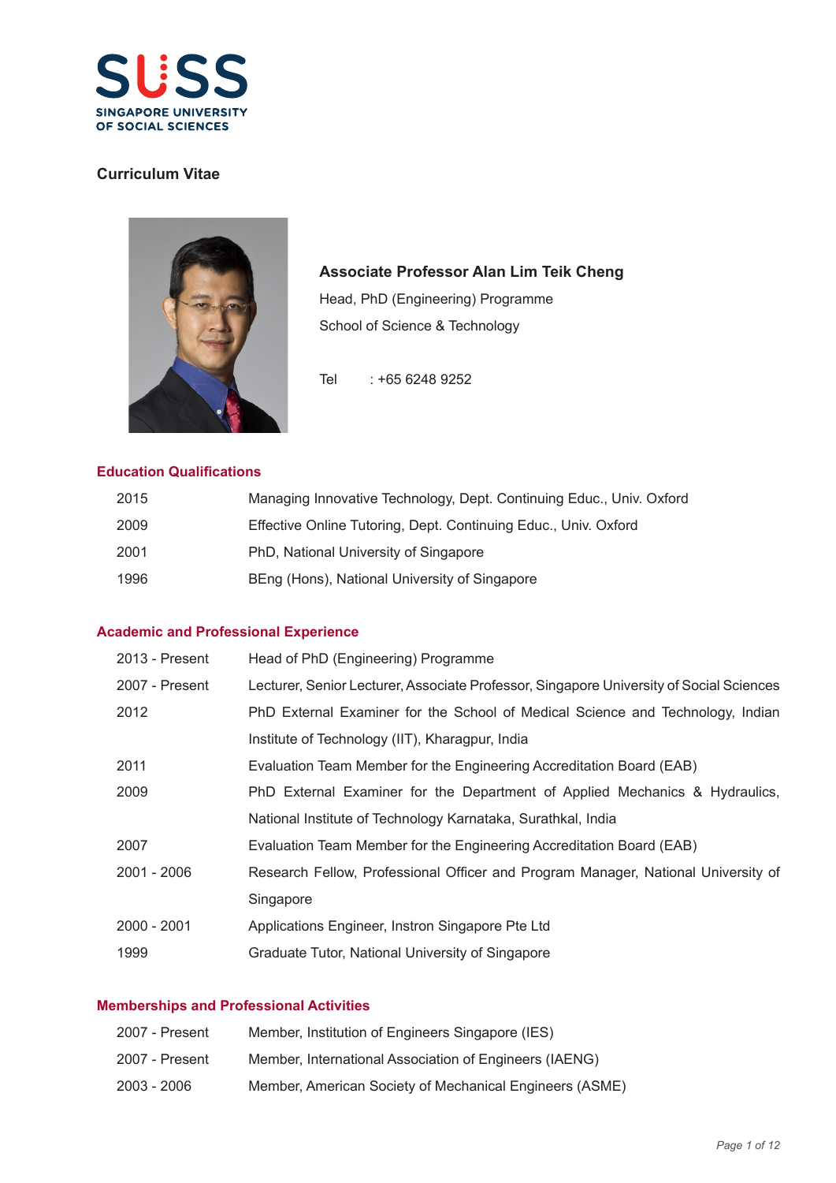SUSS
SINGAPORE UNIVERSITY OF SOCIAL SCIENCES

## Curriculum Vitae

**Associate Professor Alan Lim Teik Cheng**

Head, PhD (Engineering) Programme

School of Science & Technology

Tel : +65 6248 9252

### Education Qualifications

| | |
|---|---|
| 2015 | Managing Innovative Technology, Dept. Continuing Educ., Univ. Oxford |
| 2009 | Effective Online Tutoring, Dept. Continuing Educ., Univ. Oxford |
| 2001 | PhD, National University of Singapore |
| 1996 | BEng (Hons), National University of Singapore |

### Academic and Professional Experience

| | |
|---|---|
| 2013 - Present | Head of PhD (Engineering) Programme |
| 2007 - Present | Lecturer, Senior Lecturer, Associate Professor, Singapore University of Social Sciences |
| 2012 | PhD External Examiner for the School of Medical Science and Technology, Indian Institute of Technology (IIT), Kharagpur, India |
| 2011 | Evaluation Team Member for the Engineering Accreditation Board (EAB) |
| 2009 | PhD External Examiner for the Department of Applied Mechanics & Hydraulics, National Institute of Technology Karnataka, Surathkal, India |
| 2007 | Evaluation Team Member for the Engineering Accreditation Board (EAB) |
| 2001 - 2006 | Research Fellow, Professional Officer and Program Manager, National University of Singapore |
| 2000 - 2001 | Applications Engineer, Instron Singapore Pte Ltd |
| 1999 | Graduate Tutor, National University of Singapore |

### Memberships and Professional Activities

| | |
|---|---|
| 2007 - Present | Member, Institution of Engineers Singapore (IES) |
| 2007 - Present | Member, International Association of Engineers (IAENG) |
| 2003 - 2006 | Member, American Society of Mechanical Engineers (ASME) |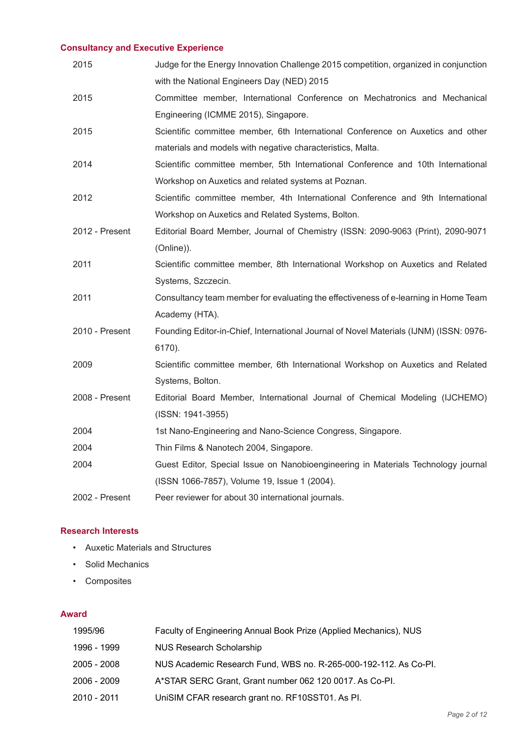## Consultancy and Executive Experience

| | |
|---|---|
| 2015 | Judge for the Energy Innovation Challenge 2015 competition, organized in conjunction with the National Engineers Day (NED) 2015 |
| 2015 | Committee member, International Conference on Mechatronics and Mechanical Engineering (ICMME 2015), Singapore. |
| 2015 | Scientific committee member, 6th International Conference on Auxetics and other materials and models with negative characteristics, Malta. |
| 2014 | Scientific committee member, 5th International Conference and 10th International Workshop on Auxetics and related systems at Poznan. |
| 2012 | Scientific committee member, 4th International Conference and 9th International Workshop on Auxetics and Related Systems, Bolton. |
| 2012 - Present | Editorial Board Member, Journal of Chemistry (ISSN: 2090-9063 (Print), 2090-9071 (Online)). |
| 2011 | Scientific committee member, 8th International Workshop on Auxetics and Related Systems, Szczecin. |
| 2011 | Consultancy team member for evaluating the effectiveness of e-learning in Home Team Academy (HTA). |
| 2010 - Present | Founding Editor-in-Chief, International Journal of Novel Materials (IJNM) (ISSN: 0976-6170). |
| 2009 | Scientific committee member, 6th International Workshop on Auxetics and Related Systems, Bolton. |
| 2008 - Present | Editorial Board Member, International Journal of Chemical Modeling (IJCHEMO) (ISSN: 1941-3955) |
| 2004 | 1st Nano-Engineering and Nano-Science Congress, Singapore. |
| 2004 | Thin Films & Nanotech 2004, Singapore. |
| 2004 | Guest Editor, Special Issue on Nanobioengineering in Materials Technology journal (ISSN 1066-7857), Volume 19, Issue 1 (2004). |
| 2002 - Present | Peer reviewer for about 30 international journals. |

## Research Interests

- Auxetic Materials and Structures
- Solid Mechanics
- Composites

## Award

| | |
|---|---|
| 1995/96 | Faculty of Engineering Annual Book Prize (Applied Mechanics), NUS |
| 1996 - 1999 | NUS Research Scholarship |
| 2005 - 2008 | NUS Academic Research Fund, WBS no. R-265-000-192-112. As Co-PI. |
| 2006 - 2009 | A*STAR SERC Grant, Grant number 062 120 0017. As Co-PI. |
| 2010 - 2011 | UniSIM CFAR research grant no. RF10SST01. As PI. |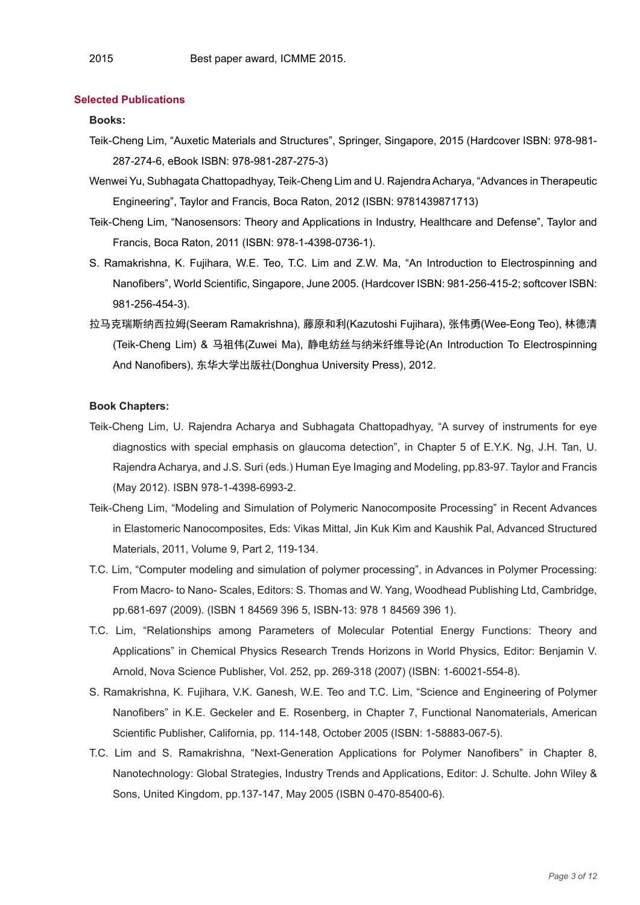2015 Best paper award, ICMME 2015.

## Selected Publications

**Books:**

Teik-Cheng Lim, “Auxetic Materials and Structures”, Springer, Singapore, 2015 (Hardcover ISBN: 978-981-287-274-6, eBook ISBN: 978-981-287-275-3)

Wenwei Yu, Subhagata Chattopadhyay, Teik-Cheng Lim and U. Rajendra Acharya, “Advances in Therapeutic Engineering”, Taylor and Francis, Boca Raton, 2012 (ISBN: 9781439871713)

Teik-Cheng Lim, “Nanosensors: Theory and Applications in Industry, Healthcare and Defense”, Taylor and Francis, Boca Raton, 2011 (ISBN: 978-1-4398-0736-1).

S. Ramakrishna, K. Fujihara, W.E. Teo, T.C. Lim and Z.W. Ma, “An Introduction to Electrospinning and Nanofibers”, World Scientific, Singapore, June 2005. (Hardcover ISBN: 981-256-415-2; softcover ISBN: 981-256-454-3).

拉马克瑞斯纳西拉姆(Seeram Ramakrishna), 藤原和利(Kazutoshi Fujihara), 张伟勇(Wee-Eong Teo), 林德清(Teik-Cheng Lim) & 马祖伟(Zuwei Ma), 静电纺丝与纳米纤维导论(An Introduction To Electrospinning And Nanofibers), 东华大学出版社(Donghua University Press), 2012.

**Book Chapters:**

Teik-Cheng Lim, U. Rajendra Acharya and Subhagata Chattopadhyay, “A survey of instruments for eye diagnostics with special emphasis on glaucoma detection”, in Chapter 5 of E.Y.K. Ng, J.H. Tan, U. Rajendra Acharya, and J.S. Suri (eds.) Human Eye Imaging and Modeling, pp.83-97. Taylor and Francis (May 2012). ISBN 978-1-4398-6993-2.

Teik-Cheng Lim, “Modeling and Simulation of Polymeric Nanocomposite Processing” in Recent Advances in Elastomeric Nanocomposites, Eds: Vikas Mittal, Jin Kuk Kim and Kaushik Pal, Advanced Structured Materials, 2011, Volume 9, Part 2, 119-134.

T.C. Lim, “Computer modeling and simulation of polymer processing”, in Advances in Polymer Processing: From Macro- to Nano- Scales, Editors: S. Thomas and W. Yang, Woodhead Publishing Ltd, Cambridge, pp.681-697 (2009). (ISBN 1 84569 396 5, ISBN-13: 978 1 84569 396 1).

T.C. Lim, “Relationships among Parameters of Molecular Potential Energy Functions: Theory and Applications” in Chemical Physics Research Trends Horizons in World Physics, Editor: Benjamin V. Arnold, Nova Science Publisher, Vol. 252, pp. 269-318 (2007) (ISBN: 1-60021-554-8).

S. Ramakrishna, K. Fujihara, V.K. Ganesh, W.E. Teo and T.C. Lim, “Science and Engineering of Polymer Nanofibers” in K.E. Geckeler and E. Rosenberg, in Chapter 7, Functional Nanomaterials, American Scientific Publisher, California, pp. 114-148, October 2005 (ISBN: 1-58883-067-5).

T.C. Lim and S. Ramakrishna, “Next-Generation Applications for Polymer Nanofibers” in Chapter 8, Nanotechnology: Global Strategies, Industry Trends and Applications, Editor: J. Schulte. John Wiley & Sons, United Kingdom, pp.137-147, May 2005 (ISBN 0-470-85400-6).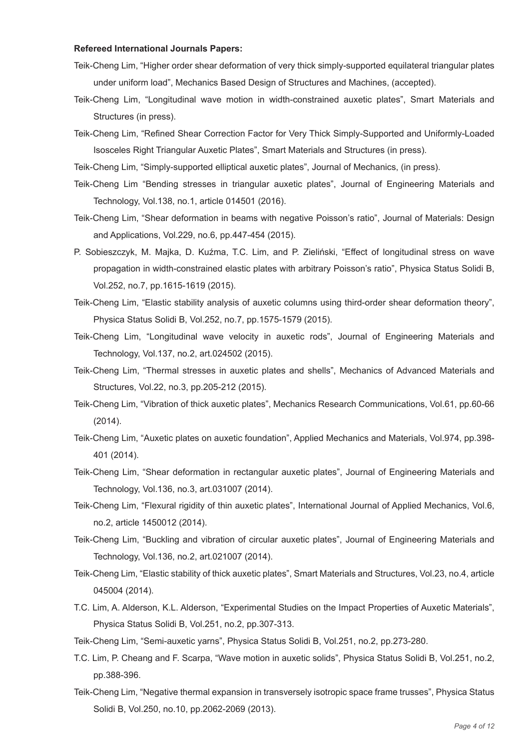**Refereed International Journals Papers:**

Teik-Cheng Lim, “Higher order shear deformation of very thick simply-supported equilateral triangular plates under uniform load”, Mechanics Based Design of Structures and Machines, (accepted).

Teik-Cheng Lim, “Longitudinal wave motion in width-constrained auxetic plates”, Smart Materials and Structures (in press).

Teik-Cheng Lim, “Refined Shear Correction Factor for Very Thick Simply-Supported and Uniformly-Loaded Isosceles Right Triangular Auxetic Plates”, Smart Materials and Structures (in press).

Teik-Cheng Lim, “Simply-supported elliptical auxetic plates”, Journal of Mechanics, (in press).

Teik-Cheng Lim “Bending stresses in triangular auxetic plates”, Journal of Engineering Materials and Technology, Vol.138, no.1, article 014501 (2016).

Teik-Cheng Lim, “Shear deformation in beams with negative Poisson’s ratio”, Journal of Materials: Design and Applications, Vol.229, no.6, pp.447-454 (2015).

P. Sobieszczyk, M. Majka, D. Kuźma, T.C. Lim, and P. Zieliński, “Effect of longitudinal stress on wave propagation in width-constrained elastic plates with arbitrary Poisson’s ratio”, Physica Status Solidi B, Vol.252, no.7, pp.1615-1619 (2015).

Teik-Cheng Lim, “Elastic stability analysis of auxetic columns using third-order shear deformation theory”, Physica Status Solidi B, Vol.252, no.7, pp.1575-1579 (2015).

Teik-Cheng Lim, “Longitudinal wave velocity in auxetic rods”, Journal of Engineering Materials and Technology, Vol.137, no.2, art.024502 (2015).

Teik-Cheng Lim, “Thermal stresses in auxetic plates and shells”, Mechanics of Advanced Materials and Structures, Vol.22, no.3, pp.205-212 (2015).

Teik-Cheng Lim, “Vibration of thick auxetic plates”, Mechanics Research Communications, Vol.61, pp.60-66 (2014).

Teik-Cheng Lim, “Auxetic plates on auxetic foundation”, Applied Mechanics and Materials, Vol.974, pp.398-401 (2014).

Teik-Cheng Lim, “Shear deformation in rectangular auxetic plates”, Journal of Engineering Materials and Technology, Vol.136, no.3, art.031007 (2014).

Teik-Cheng Lim, “Flexural rigidity of thin auxetic plates”, International Journal of Applied Mechanics, Vol.6, no.2, article 1450012 (2014).

Teik-Cheng Lim, “Buckling and vibration of circular auxetic plates”, Journal of Engineering Materials and Technology, Vol.136, no.2, art.021007 (2014).

Teik-Cheng Lim, “Elastic stability of thick auxetic plates”, Smart Materials and Structures, Vol.23, no.4, article 045004 (2014).

T.C. Lim, A. Alderson, K.L. Alderson, “Experimental Studies on the Impact Properties of Auxetic Materials”, Physica Status Solidi B, Vol.251, no.2, pp.307-313.

Teik-Cheng Lim, “Semi-auxetic yarns”, Physica Status Solidi B, Vol.251, no.2, pp.273-280.

T.C. Lim, P. Cheang and F. Scarpa, “Wave motion in auxetic solids”, Physica Status Solidi B, Vol.251, no.2, pp.388-396.

Teik-Cheng Lim, “Negative thermal expansion in transversely isotropic space frame trusses”, Physica Status Solidi B, Vol.250, no.10, pp.2062-2069 (2013).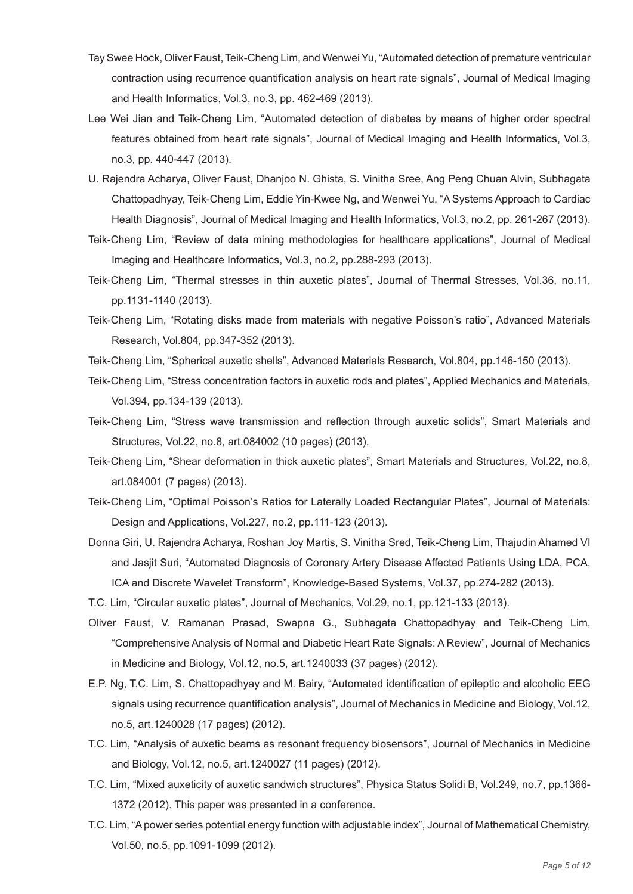Tay Swee Hock, Oliver Faust, Teik-Cheng Lim, and Wenwei Yu, "Automated detection of premature ventricular contraction using recurrence quantification analysis on heart rate signals", Journal of Medical Imaging and Health Informatics, Vol.3, no.3, pp. 462-469 (2013).

Lee Wei Jian and Teik-Cheng Lim, "Automated detection of diabetes by means of higher order spectral features obtained from heart rate signals", Journal of Medical Imaging and Health Informatics, Vol.3, no.3, pp. 440-447 (2013).

U. Rajendra Acharya, Oliver Faust, Dhanjoo N. Ghista, S. Vinitha Sree, Ang Peng Chuan Alvin, Subhagata Chattopadhyay, Teik-Cheng Lim, Eddie Yin-Kwee Ng, and Wenwei Yu, "A Systems Approach to Cardiac Health Diagnosis", Journal of Medical Imaging and Health Informatics, Vol.3, no.2, pp. 261-267 (2013).

Teik-Cheng Lim, "Review of data mining methodologies for healthcare applications", Journal of Medical Imaging and Healthcare Informatics, Vol.3, no.2, pp.288-293 (2013).

Teik-Cheng Lim, "Thermal stresses in thin auxetic plates", Journal of Thermal Stresses, Vol.36, no.11, pp.1131-1140 (2013).

Teik-Cheng Lim, "Rotating disks made from materials with negative Poisson's ratio", Advanced Materials Research, Vol.804, pp.347-352 (2013).

Teik-Cheng Lim, "Spherical auxetic shells", Advanced Materials Research, Vol.804, pp.146-150 (2013).

Teik-Cheng Lim, "Stress concentration factors in auxetic rods and plates", Applied Mechanics and Materials, Vol.394, pp.134-139 (2013).

Teik-Cheng Lim, "Stress wave transmission and reflection through auxetic solids", Smart Materials and Structures, Vol.22, no.8, art.084002 (10 pages) (2013).

Teik-Cheng Lim, "Shear deformation in thick auxetic plates", Smart Materials and Structures, Vol.22, no.8, art.084001 (7 pages) (2013).

Teik-Cheng Lim, "Optimal Poisson's Ratios for Laterally Loaded Rectangular Plates", Journal of Materials: Design and Applications, Vol.227, no.2, pp.111-123 (2013).

Donna Giri, U. Rajendra Acharya, Roshan Joy Martis, S. Vinitha Sred, Teik-Cheng Lim, Thajudin Ahamed VI and Jasjit Suri, "Automated Diagnosis of Coronary Artery Disease Affected Patients Using LDA, PCA, ICA and Discrete Wavelet Transform", Knowledge-Based Systems, Vol.37, pp.274-282 (2013).

T.C. Lim, "Circular auxetic plates", Journal of Mechanics, Vol.29, no.1, pp.121-133 (2013).

Oliver Faust, V. Ramanan Prasad, Swapna G., Subhagata Chattopadhyay and Teik-Cheng Lim, "Comprehensive Analysis of Normal and Diabetic Heart Rate Signals: A Review", Journal of Mechanics in Medicine and Biology, Vol.12, no.5, art.1240033 (37 pages) (2012).

E.P. Ng, T.C. Lim, S. Chattopadhyay and M. Bairy, "Automated identification of epileptic and alcoholic EEG signals using recurrence quantification analysis", Journal of Mechanics in Medicine and Biology, Vol.12, no.5, art.1240028 (17 pages) (2012).

T.C. Lim, "Analysis of auxetic beams as resonant frequency biosensors", Journal of Mechanics in Medicine and Biology, Vol.12, no.5, art.1240027 (11 pages) (2012).

T.C. Lim, "Mixed auxeticity of auxetic sandwich structures", Physica Status Solidi B, Vol.249, no.7, pp.1366-1372 (2012). This paper was presented in a conference.

T.C. Lim, "A power series potential energy function with adjustable index", Journal of Mathematical Chemistry, Vol.50, no.5, pp.1091-1099 (2012).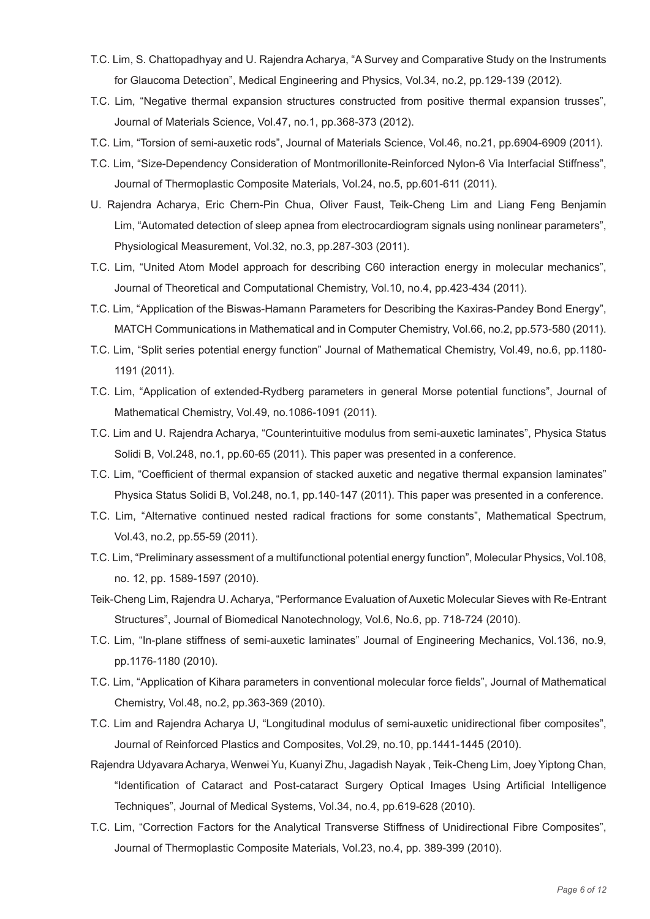T.C. Lim, S. Chattopadhyay and U. Rajendra Acharya, "A Survey and Comparative Study on the Instruments for Glaucoma Detection", Medical Engineering and Physics, Vol.34, no.2, pp.129-139 (2012).

T.C. Lim, "Negative thermal expansion structures constructed from positive thermal expansion trusses", Journal of Materials Science, Vol.47, no.1, pp.368-373 (2012).

T.C. Lim, "Torsion of semi-auxetic rods", Journal of Materials Science, Vol.46, no.21, pp.6904-6909 (2011).

T.C. Lim, "Size-Dependency Consideration of Montmorillonite-Reinforced Nylon-6 Via Interfacial Stiffness", Journal of Thermoplastic Composite Materials, Vol.24, no.5, pp.601-611 (2011).

U. Rajendra Acharya, Eric Chern-Pin Chua, Oliver Faust, Teik-Cheng Lim and Liang Feng Benjamin Lim, "Automated detection of sleep apnea from electrocardiogram signals using nonlinear parameters", Physiological Measurement, Vol.32, no.3, pp.287-303 (2011).

T.C. Lim, "United Atom Model approach for describing C60 interaction energy in molecular mechanics", Journal of Theoretical and Computational Chemistry, Vol.10, no.4, pp.423-434 (2011).

T.C. Lim, "Application of the Biswas-Hamann Parameters for Describing the Kaxiras-Pandey Bond Energy", MATCH Communications in Mathematical and in Computer Chemistry, Vol.66, no.2, pp.573-580 (2011).

T.C. Lim, "Split series potential energy function" Journal of Mathematical Chemistry, Vol.49, no.6, pp.1180-1191 (2011).

T.C. Lim, "Application of extended-Rydberg parameters in general Morse potential functions", Journal of Mathematical Chemistry, Vol.49, no.1086-1091 (2011).

T.C. Lim and U. Rajendra Acharya, "Counterintuitive modulus from semi-auxetic laminates", Physica Status Solidi B, Vol.248, no.1, pp.60-65 (2011). This paper was presented in a conference.

T.C. Lim, "Coefficient of thermal expansion of stacked auxetic and negative thermal expansion laminates" Physica Status Solidi B, Vol.248, no.1, pp.140-147 (2011). This paper was presented in a conference.

T.C. Lim, "Alternative continued nested radical fractions for some constants", Mathematical Spectrum, Vol.43, no.2, pp.55-59 (2011).

T.C. Lim, "Preliminary assessment of a multifunctional potential energy function", Molecular Physics, Vol.108, no. 12, pp. 1589-1597 (2010).

Teik-Cheng Lim, Rajendra U. Acharya, "Performance Evaluation of Auxetic Molecular Sieves with Re-Entrant Structures", Journal of Biomedical Nanotechnology, Vol.6, No.6, pp. 718-724 (2010).

T.C. Lim, "In-plane stiffness of semi-auxetic laminates" Journal of Engineering Mechanics, Vol.136, no.9, pp.1176-1180 (2010).

T.C. Lim, "Application of Kihara parameters in conventional molecular force fields", Journal of Mathematical Chemistry, Vol.48, no.2, pp.363-369 (2010).

T.C. Lim and Rajendra Acharya U, "Longitudinal modulus of semi-auxetic unidirectional fiber composites", Journal of Reinforced Plastics and Composites, Vol.29, no.10, pp.1441-1445 (2010).

Rajendra Udyavara Acharya, Wenwei Yu, Kuanyi Zhu, Jagadish Nayak , Teik-Cheng Lim, Joey Yiptong Chan, "Identification of Cataract and Post-cataract Surgery Optical Images Using Artificial Intelligence Techniques", Journal of Medical Systems, Vol.34, no.4, pp.619-628 (2010).

T.C. Lim, "Correction Factors for the Analytical Transverse Stiffness of Unidirectional Fibre Composites", Journal of Thermoplastic Composite Materials, Vol.23, no.4, pp. 389-399 (2010).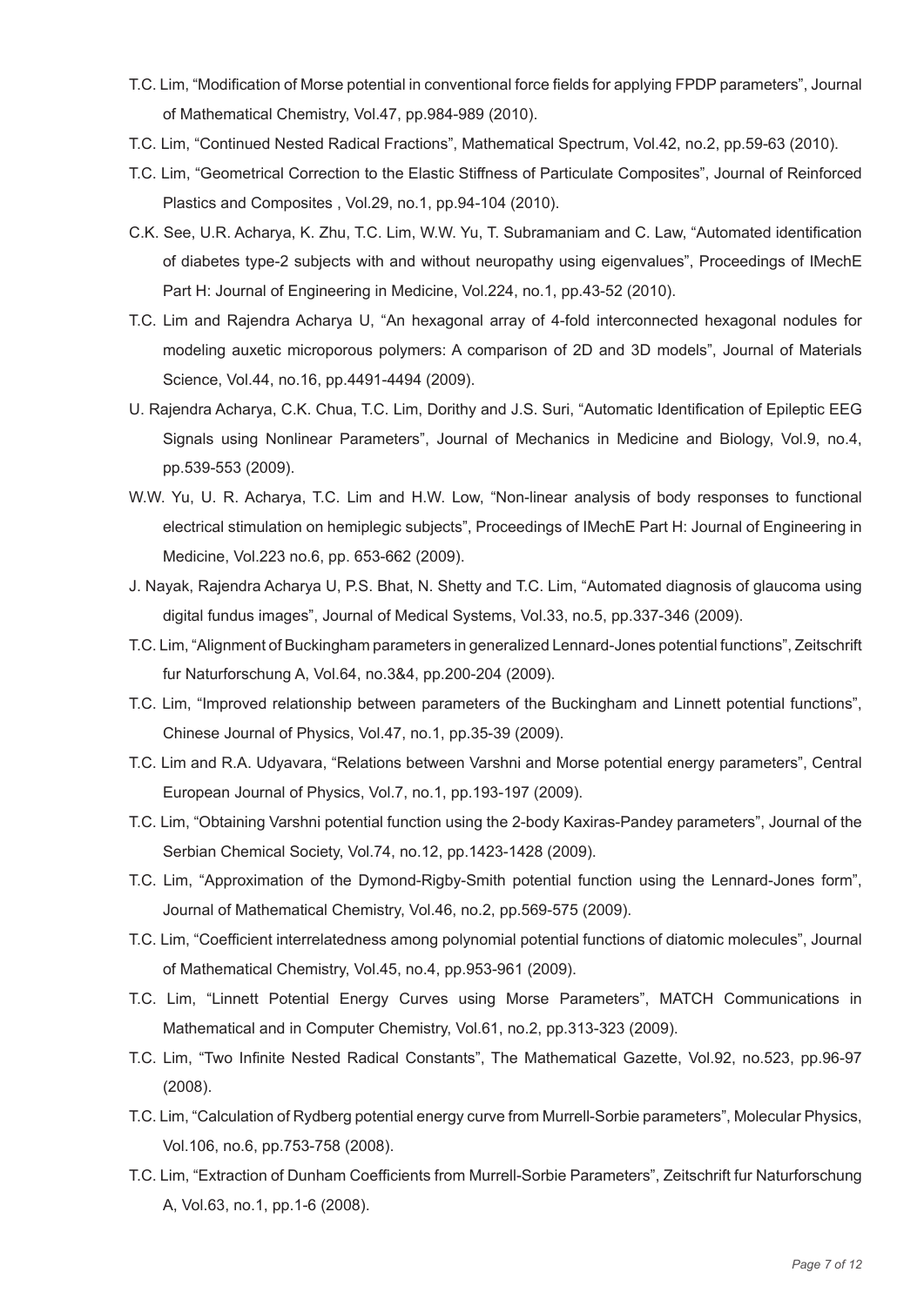T.C. Lim, "Modification of Morse potential in conventional force fields for applying FPDP parameters", Journal of Mathematical Chemistry, Vol.47, pp.984-989 (2010).

T.C. Lim, "Continued Nested Radical Fractions", Mathematical Spectrum, Vol.42, no.2, pp.59-63 (2010).

T.C. Lim, "Geometrical Correction to the Elastic Stiffness of Particulate Composites", Journal of Reinforced Plastics and Composites , Vol.29, no.1, pp.94-104 (2010).

C.K. See, U.R. Acharya, K. Zhu, T.C. Lim, W.W. Yu, T. Subramaniam and C. Law, "Automated identification of diabetes type-2 subjects with and without neuropathy using eigenvalues", Proceedings of IMechE Part H: Journal of Engineering in Medicine, Vol.224, no.1, pp.43-52 (2010).

T.C. Lim and Rajendra Acharya U, "An hexagonal array of 4-fold interconnected hexagonal nodules for modeling auxetic microporous polymers: A comparison of 2D and 3D models", Journal of Materials Science, Vol.44, no.16, pp.4491-4494 (2009).

U. Rajendra Acharya, C.K. Chua, T.C. Lim, Dorithy and J.S. Suri, "Automatic Identification of Epileptic EEG Signals using Nonlinear Parameters", Journal of Mechanics in Medicine and Biology, Vol.9, no.4, pp.539-553 (2009).

W.W. Yu, U. R. Acharya, T.C. Lim and H.W. Low, "Non-linear analysis of body responses to functional electrical stimulation on hemiplegic subjects", Proceedings of IMechE Part H: Journal of Engineering in Medicine, Vol.223 no.6, pp. 653-662 (2009).

J. Nayak, Rajendra Acharya U, P.S. Bhat, N. Shetty and T.C. Lim, "Automated diagnosis of glaucoma using digital fundus images", Journal of Medical Systems, Vol.33, no.5, pp.337-346 (2009).

T.C. Lim, "Alignment of Buckingham parameters in generalized Lennard-Jones potential functions", Zeitschrift fur Naturforschung A, Vol.64, no.3&4, pp.200-204 (2009).

T.C. Lim, "Improved relationship between parameters of the Buckingham and Linnett potential functions", Chinese Journal of Physics, Vol.47, no.1, pp.35-39 (2009).

T.C. Lim and R.A. Udyavara, "Relations between Varshni and Morse potential energy parameters", Central European Journal of Physics, Vol.7, no.1, pp.193-197 (2009).

T.C. Lim, "Obtaining Varshni potential function using the 2-body Kaxiras-Pandey parameters", Journal of the Serbian Chemical Society, Vol.74, no.12, pp.1423-1428 (2009).

T.C. Lim, "Approximation of the Dymond-Rigby-Smith potential function using the Lennard-Jones form", Journal of Mathematical Chemistry, Vol.46, no.2, pp.569-575 (2009).

T.C. Lim, "Coefficient interrelatedness among polynomial potential functions of diatomic molecules", Journal of Mathematical Chemistry, Vol.45, no.4, pp.953-961 (2009).

T.C. Lim, "Linnett Potential Energy Curves using Morse Parameters", MATCH Communications in Mathematical and in Computer Chemistry, Vol.61, no.2, pp.313-323 (2009).

T.C. Lim, "Two Infinite Nested Radical Constants", The Mathematical Gazette, Vol.92, no.523, pp.96-97 (2008).

T.C. Lim, "Calculation of Rydberg potential energy curve from Murrell-Sorbie parameters", Molecular Physics, Vol.106, no.6, pp.753-758 (2008).

T.C. Lim, "Extraction of Dunham Coefficients from Murrell-Sorbie Parameters", Zeitschrift fur Naturforschung A, Vol.63, no.1, pp.1-6 (2008).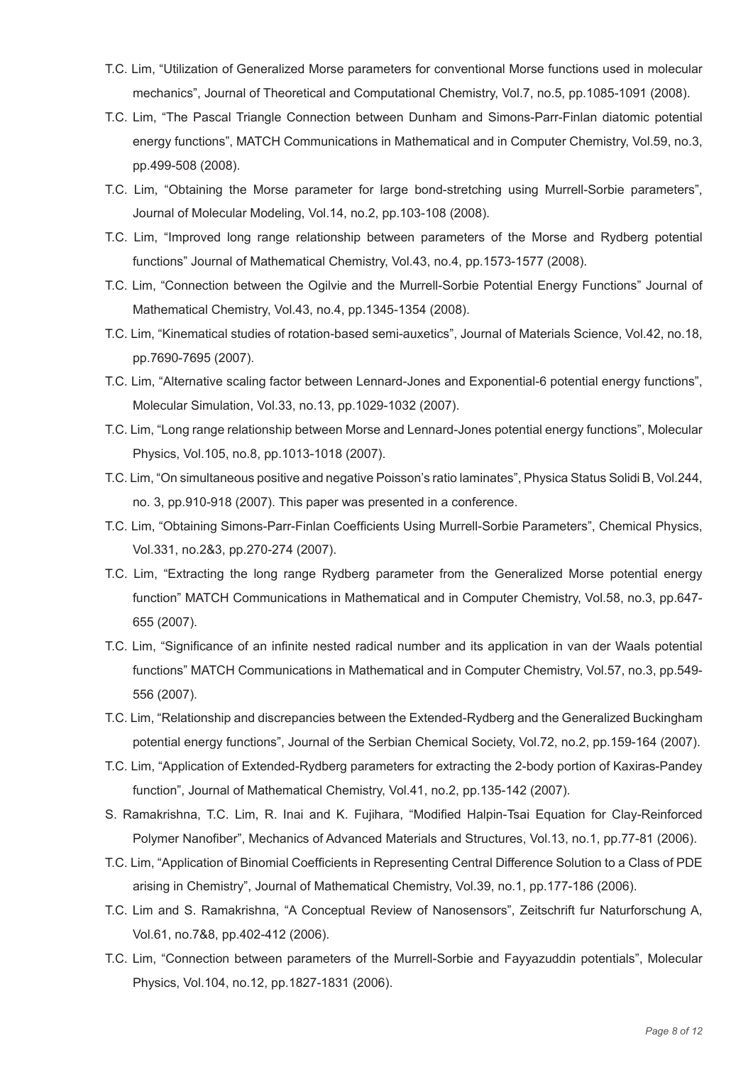- T.C. Lim, "Utilization of Generalized Morse parameters for conventional Morse functions used in molecular mechanics", Journal of Theoretical and Computational Chemistry, Vol.7, no.5, pp.1085-1091 (2008).
- T.C. Lim, "The Pascal Triangle Connection between Dunham and Simons-Parr-Finlan diatomic potential energy functions", MATCH Communications in Mathematical and in Computer Chemistry, Vol.59, no.3, pp.499-508 (2008).
- T.C. Lim, "Obtaining the Morse parameter for large bond-stretching using Murrell-Sorbie parameters", Journal of Molecular Modeling, Vol.14, no.2, pp.103-108 (2008).
- T.C. Lim, "Improved long range relationship between parameters of the Morse and Rydberg potential functions" Journal of Mathematical Chemistry, Vol.43, no.4, pp.1573-1577 (2008).
- T.C. Lim, "Connection between the Ogilvie and the Murrell-Sorbie Potential Energy Functions" Journal of Mathematical Chemistry, Vol.43, no.4, pp.1345-1354 (2008).
- T.C. Lim, "Kinematical studies of rotation-based semi-auxetics", Journal of Materials Science, Vol.42, no.18, pp.7690-7695 (2007).
- T.C. Lim, "Alternative scaling factor between Lennard-Jones and Exponential-6 potential energy functions", Molecular Simulation, Vol.33, no.13, pp.1029-1032 (2007).
- T.C. Lim, "Long range relationship between Morse and Lennard-Jones potential energy functions", Molecular Physics, Vol.105, no.8, pp.1013-1018 (2007).
- T.C. Lim, "On simultaneous positive and negative Poisson's ratio laminates", Physica Status Solidi B, Vol.244, no. 3, pp.910-918 (2007). This paper was presented in a conference.
- T.C. Lim, "Obtaining Simons-Parr-Finlan Coefficients Using Murrell-Sorbie Parameters", Chemical Physics, Vol.331, no.2&3, pp.270-274 (2007).
- T.C. Lim, "Extracting the long range Rydberg parameter from the Generalized Morse potential energy function" MATCH Communications in Mathematical and in Computer Chemistry, Vol.58, no.3, pp.647-655 (2007).
- T.C. Lim, "Significance of an infinite nested radical number and its application in van der Waals potential functions" MATCH Communications in Mathematical and in Computer Chemistry, Vol.57, no.3, pp.549-556 (2007).
- T.C. Lim, "Relationship and discrepancies between the Extended-Rydberg and the Generalized Buckingham potential energy functions", Journal of the Serbian Chemical Society, Vol.72, no.2, pp.159-164 (2007).
- T.C. Lim, "Application of Extended-Rydberg parameters for extracting the 2-body portion of Kaxiras-Pandey function", Journal of Mathematical Chemistry, Vol.41, no.2, pp.135-142 (2007).
- S. Ramakrishna, T.C. Lim, R. Inai and K. Fujihara, "Modified Halpin-Tsai Equation for Clay-Reinforced Polymer Nanofiber", Mechanics of Advanced Materials and Structures, Vol.13, no.1, pp.77-81 (2006).
- T.C. Lim, "Application of Binomial Coefficients in Representing Central Difference Solution to a Class of PDE arising in Chemistry", Journal of Mathematical Chemistry, Vol.39, no.1, pp.177-186 (2006).
- T.C. Lim and S. Ramakrishna, "A Conceptual Review of Nanosensors", Zeitschrift fur Naturforschung A, Vol.61, no.7&8, pp.402-412 (2006).
- T.C. Lim, "Connection between parameters of the Murrell-Sorbie and Fayyazuddin potentials", Molecular Physics, Vol.104, no.12, pp.1827-1831 (2006).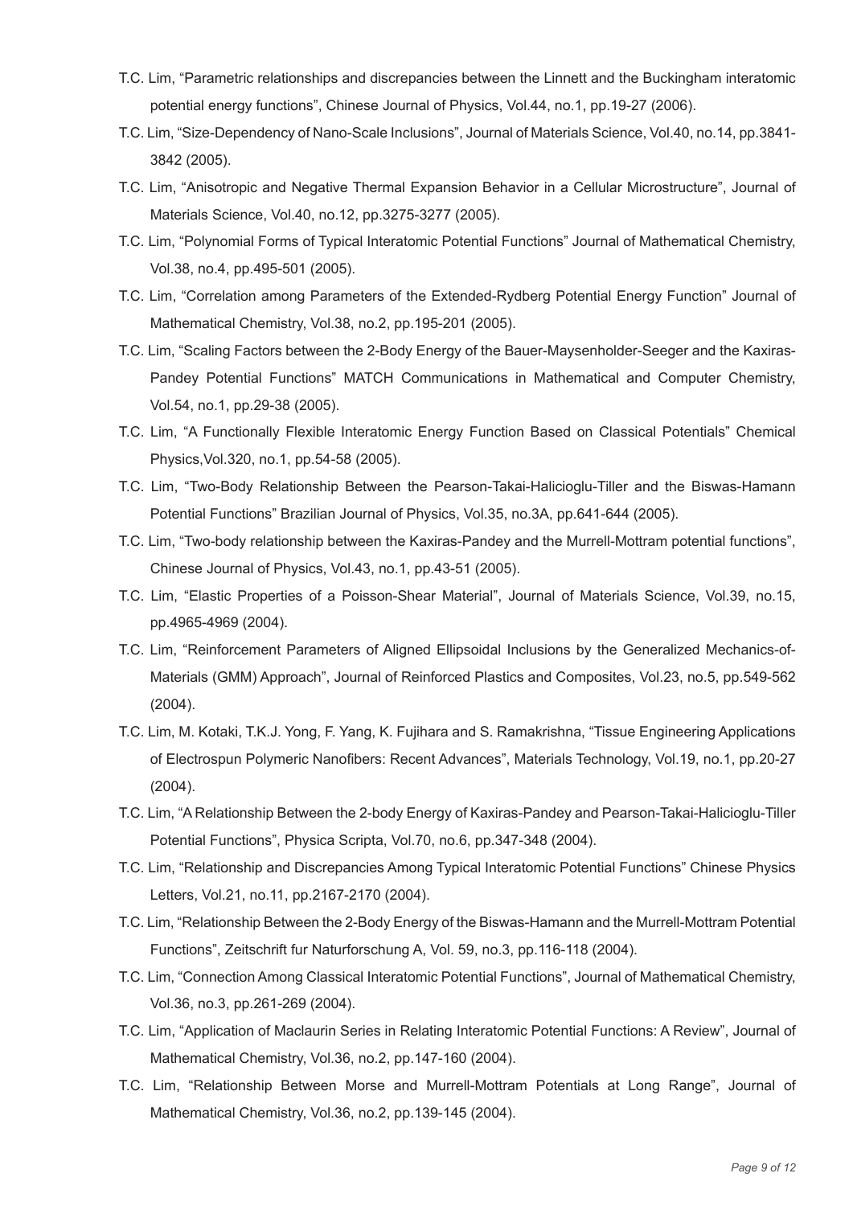- T.C. Lim, "Parametric relationships and discrepancies between the Linnett and the Buckingham interatomic potential energy functions", Chinese Journal of Physics, Vol.44, no.1, pp.19-27 (2006).
- T.C. Lim, "Size-Dependency of Nano-Scale Inclusions", Journal of Materials Science, Vol.40, no.14, pp.3841-3842 (2005).
- T.C. Lim, "Anisotropic and Negative Thermal Expansion Behavior in a Cellular Microstructure", Journal of Materials Science, Vol.40, no.12, pp.3275-3277 (2005).
- T.C. Lim, "Polynomial Forms of Typical Interatomic Potential Functions" Journal of Mathematical Chemistry, Vol.38, no.4, pp.495-501 (2005).
- T.C. Lim, "Correlation among Parameters of the Extended-Rydberg Potential Energy Function" Journal of Mathematical Chemistry, Vol.38, no.2, pp.195-201 (2005).
- T.C. Lim, "Scaling Factors between the 2-Body Energy of the Bauer-Maysenholder-Seeger and the Kaxiras-Pandey Potential Functions" MATCH Communications in Mathematical and Computer Chemistry, Vol.54, no.1, pp.29-38 (2005).
- T.C. Lim, "A Functionally Flexible Interatomic Energy Function Based on Classical Potentials" Chemical Physics,Vol.320, no.1, pp.54-58 (2005).
- T.C. Lim, "Two-Body Relationship Between the Pearson-Takai-Halicioglu-Tiller and the Biswas-Hamann Potential Functions" Brazilian Journal of Physics, Vol.35, no.3A, pp.641-644 (2005).
- T.C. Lim, "Two-body relationship between the Kaxiras-Pandey and the Murrell-Mottram potential functions", Chinese Journal of Physics, Vol.43, no.1, pp.43-51 (2005).
- T.C. Lim, "Elastic Properties of a Poisson-Shear Material", Journal of Materials Science, Vol.39, no.15, pp.4965-4969 (2004).
- T.C. Lim, "Reinforcement Parameters of Aligned Ellipsoidal Inclusions by the Generalized Mechanics-of-Materials (GMM) Approach", Journal of Reinforced Plastics and Composites, Vol.23, no.5, pp.549-562 (2004).
- T.C. Lim, M. Kotaki, T.K.J. Yong, F. Yang, K. Fujihara and S. Ramakrishna, "Tissue Engineering Applications of Electrospun Polymeric Nanofibers: Recent Advances", Materials Technology, Vol.19, no.1, pp.20-27 (2004).
- T.C. Lim, "A Relationship Between the 2-body Energy of Kaxiras-Pandey and Pearson-Takai-Halicioglu-Tiller Potential Functions", Physica Scripta, Vol.70, no.6, pp.347-348 (2004).
- T.C. Lim, "Relationship and Discrepancies Among Typical Interatomic Potential Functions" Chinese Physics Letters, Vol.21, no.11, pp.2167-2170 (2004).
- T.C. Lim, "Relationship Between the 2-Body Energy of the Biswas-Hamann and the Murrell-Mottram Potential Functions", Zeitschrift fur Naturforschung A, Vol. 59, no.3, pp.116-118 (2004).
- T.C. Lim, "Connection Among Classical Interatomic Potential Functions", Journal of Mathematical Chemistry, Vol.36, no.3, pp.261-269 (2004).
- T.C. Lim, "Application of Maclaurin Series in Relating Interatomic Potential Functions: A Review", Journal of Mathematical Chemistry, Vol.36, no.2, pp.147-160 (2004).
- T.C. Lim, "Relationship Between Morse and Murrell-Mottram Potentials at Long Range", Journal of Mathematical Chemistry, Vol.36, no.2, pp.139-145 (2004).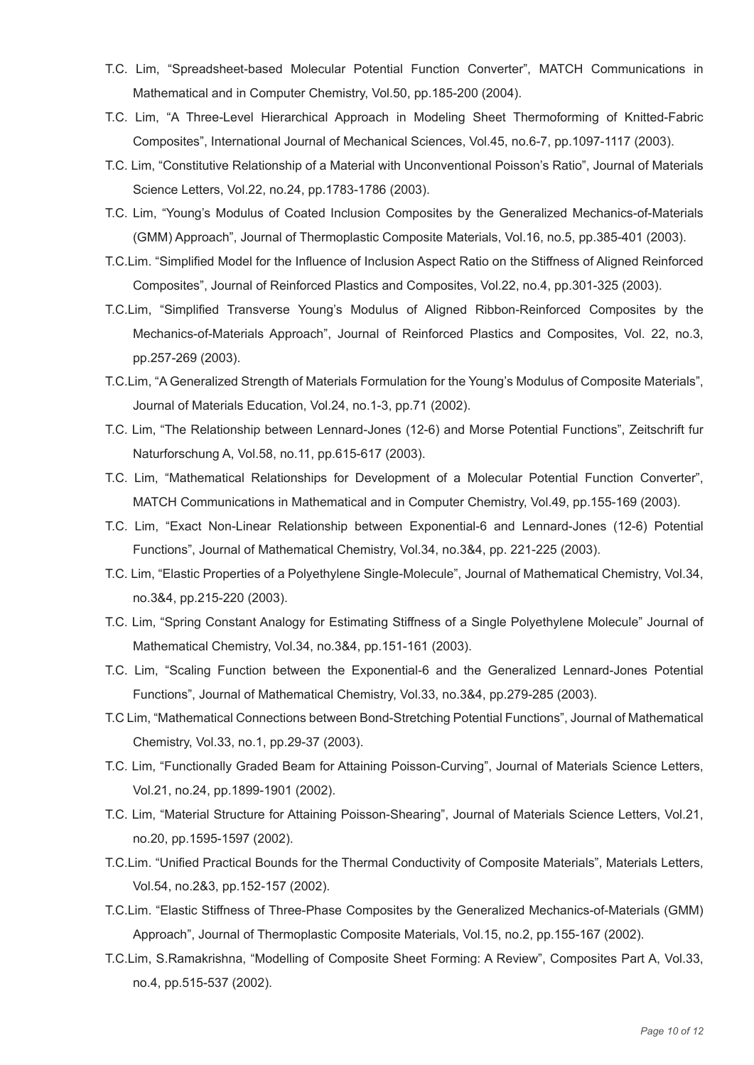- T.C. Lim, "Spreadsheet-based Molecular Potential Function Converter", MATCH Communications in Mathematical and in Computer Chemistry, Vol.50, pp.185-200 (2004).
- T.C. Lim, "A Three-Level Hierarchical Approach in Modeling Sheet Thermoforming of Knitted-Fabric Composites", International Journal of Mechanical Sciences, Vol.45, no.6-7, pp.1097-1117 (2003).
- T.C. Lim, "Constitutive Relationship of a Material with Unconventional Poisson's Ratio", Journal of Materials Science Letters, Vol.22, no.24, pp.1783-1786 (2003).
- T.C. Lim, "Young's Modulus of Coated Inclusion Composites by the Generalized Mechanics-of-Materials (GMM) Approach", Journal of Thermoplastic Composite Materials, Vol.16, no.5, pp.385-401 (2003).
- T.C.Lim. "Simplified Model for the Influence of Inclusion Aspect Ratio on the Stiffness of Aligned Reinforced Composites", Journal of Reinforced Plastics and Composites, Vol.22, no.4, pp.301-325 (2003).
- T.C.Lim, "Simplified Transverse Young's Modulus of Aligned Ribbon-Reinforced Composites by the Mechanics-of-Materials Approach", Journal of Reinforced Plastics and Composites, Vol. 22, no.3, pp.257-269 (2003).
- T.C.Lim, "A Generalized Strength of Materials Formulation for the Young's Modulus of Composite Materials", Journal of Materials Education, Vol.24, no.1-3, pp.71 (2002).
- T.C. Lim, "The Relationship between Lennard-Jones (12-6) and Morse Potential Functions", Zeitschrift fur Naturforschung A, Vol.58, no.11, pp.615-617 (2003).
- T.C. Lim, "Mathematical Relationships for Development of a Molecular Potential Function Converter", MATCH Communications in Mathematical and in Computer Chemistry, Vol.49, pp.155-169 (2003).
- T.C. Lim, "Exact Non-Linear Relationship between Exponential-6 and Lennard-Jones (12-6) Potential Functions", Journal of Mathematical Chemistry, Vol.34, no.3&4, pp. 221-225 (2003).
- T.C. Lim, "Elastic Properties of a Polyethylene Single-Molecule", Journal of Mathematical Chemistry, Vol.34, no.3&4, pp.215-220 (2003).
- T.C. Lim, "Spring Constant Analogy for Estimating Stiffness of a Single Polyethylene Molecule" Journal of Mathematical Chemistry, Vol.34, no.3&4, pp.151-161 (2003).
- T.C. Lim, "Scaling Function between the Exponential-6 and the Generalized Lennard-Jones Potential Functions", Journal of Mathematical Chemistry, Vol.33, no.3&4, pp.279-285 (2003).
- T.C Lim, "Mathematical Connections between Bond-Stretching Potential Functions", Journal of Mathematical Chemistry, Vol.33, no.1, pp.29-37 (2003).
- T.C. Lim, "Functionally Graded Beam for Attaining Poisson-Curving", Journal of Materials Science Letters, Vol.21, no.24, pp.1899-1901 (2002).
- T.C. Lim, "Material Structure for Attaining Poisson-Shearing", Journal of Materials Science Letters, Vol.21, no.20, pp.1595-1597 (2002).
- T.C.Lim. "Unified Practical Bounds for the Thermal Conductivity of Composite Materials", Materials Letters, Vol.54, no.2&3, pp.152-157 (2002).
- T.C.Lim. "Elastic Stiffness of Three-Phase Composites by the Generalized Mechanics-of-Materials (GMM) Approach", Journal of Thermoplastic Composite Materials, Vol.15, no.2, pp.155-167 (2002).
- T.C.Lim, S.Ramakrishna, "Modelling of Composite Sheet Forming: A Review", Composites Part A, Vol.33, no.4, pp.515-537 (2002).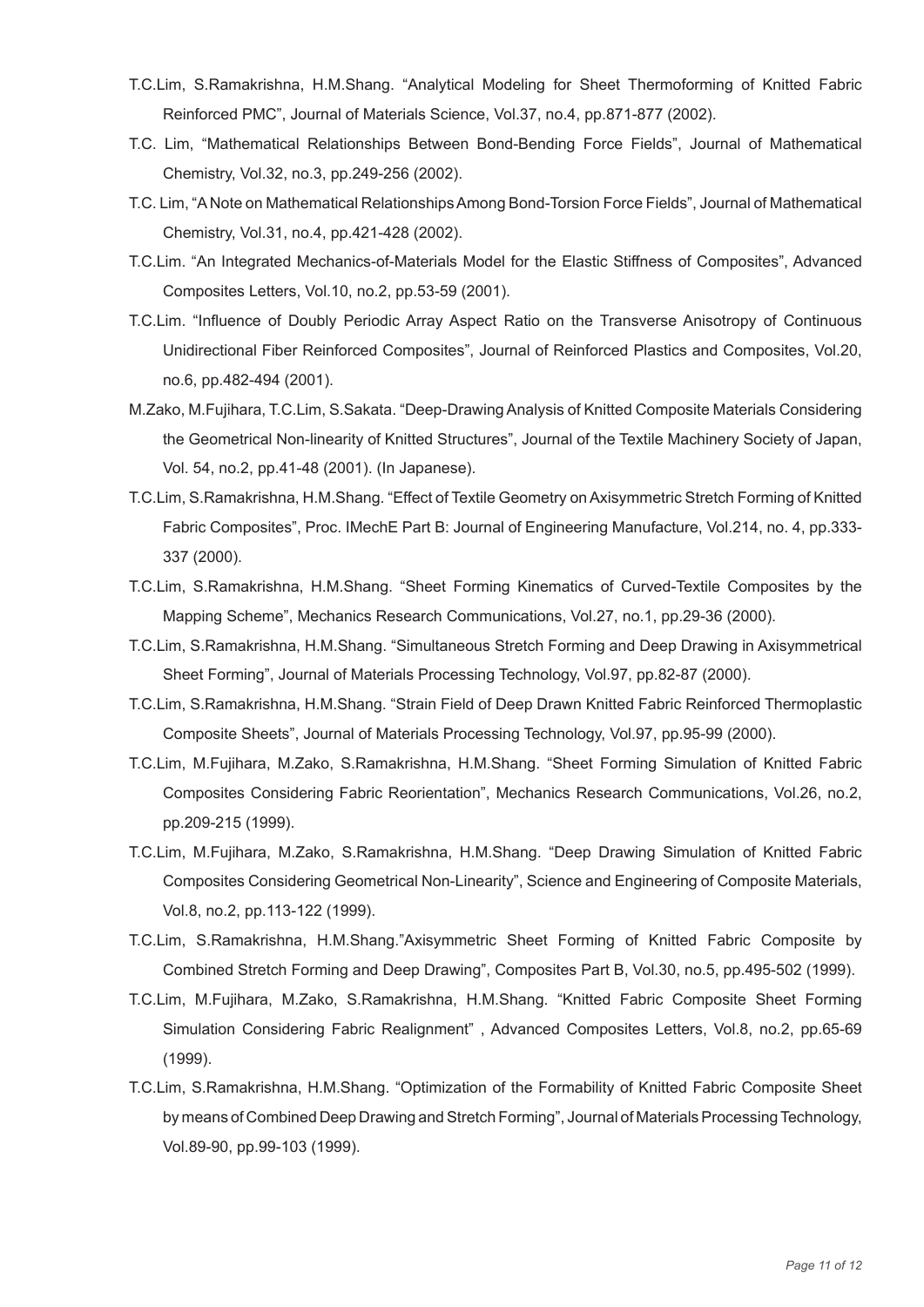T.C.Lim, S.Ramakrishna, H.M.Shang. “Analytical Modeling for Sheet Thermoforming of Knitted Fabric Reinforced PMC”, Journal of Materials Science, Vol.37, no.4, pp.871-877 (2002).

T.C. Lim, “Mathematical Relationships Between Bond-Bending Force Fields”, Journal of Mathematical Chemistry, Vol.32, no.3, pp.249-256 (2002).

T.C. Lim, “A Note on Mathematical Relationships Among Bond-Torsion Force Fields”, Journal of Mathematical Chemistry, Vol.31, no.4, pp.421-428 (2002).

T.C.Lim. “An Integrated Mechanics-of-Materials Model for the Elastic Stiffness of Composites”, Advanced Composites Letters, Vol.10, no.2, pp.53-59 (2001).

T.C.Lim. “Influence of Doubly Periodic Array Aspect Ratio on the Transverse Anisotropy of Continuous Unidirectional Fiber Reinforced Composites”, Journal of Reinforced Plastics and Composites, Vol.20, no.6, pp.482-494 (2001).

M.Zako, M.Fujihara, T.C.Lim, S.Sakata. “Deep-Drawing Analysis of Knitted Composite Materials Considering the Geometrical Non-linearity of Knitted Structures”, Journal of the Textile Machinery Society of Japan, Vol. 54, no.2, pp.41-48 (2001). (In Japanese).

T.C.Lim, S.Ramakrishna, H.M.Shang. “Effect of Textile Geometry on Axisymmetric Stretch Forming of Knitted Fabric Composites”, Proc. IMechE Part B: Journal of Engineering Manufacture, Vol.214, no. 4, pp.333-337 (2000).

T.C.Lim, S.Ramakrishna, H.M.Shang. “Sheet Forming Kinematics of Curved-Textile Composites by the Mapping Scheme”, Mechanics Research Communications, Vol.27, no.1, pp.29-36 (2000).

T.C.Lim, S.Ramakrishna, H.M.Shang. “Simultaneous Stretch Forming and Deep Drawing in Axisymmetrical Sheet Forming”, Journal of Materials Processing Technology, Vol.97, pp.82-87 (2000).

T.C.Lim, S.Ramakrishna, H.M.Shang. “Strain Field of Deep Drawn Knitted Fabric Reinforced Thermoplastic Composite Sheets”, Journal of Materials Processing Technology, Vol.97, pp.95-99 (2000).

T.C.Lim, M.Fujihara, M.Zako, S.Ramakrishna, H.M.Shang. “Sheet Forming Simulation of Knitted Fabric Composites Considering Fabric Reorientation”, Mechanics Research Communications, Vol.26, no.2, pp.209-215 (1999).

T.C.Lim, M.Fujihara, M.Zako, S.Ramakrishna, H.M.Shang. “Deep Drawing Simulation of Knitted Fabric Composites Considering Geometrical Non-Linearity”, Science and Engineering of Composite Materials, Vol.8, no.2, pp.113-122 (1999).

T.C.Lim, S.Ramakrishna, H.M.Shang.”Axisymmetric Sheet Forming of Knitted Fabric Composite by Combined Stretch Forming and Deep Drawing”, Composites Part B, Vol.30, no.5, pp.495-502 (1999).

T.C.Lim, M.Fujihara, M.Zako, S.Ramakrishna, H.M.Shang. “Knitted Fabric Composite Sheet Forming Simulation Considering Fabric Realignment” , Advanced Composites Letters, Vol.8, no.2, pp.65-69 (1999).

T.C.Lim, S.Ramakrishna, H.M.Shang. “Optimization of the Formability of Knitted Fabric Composite Sheet by means of Combined Deep Drawing and Stretch Forming”, Journal of Materials Processing Technology, Vol.89-90, pp.99-103 (1999).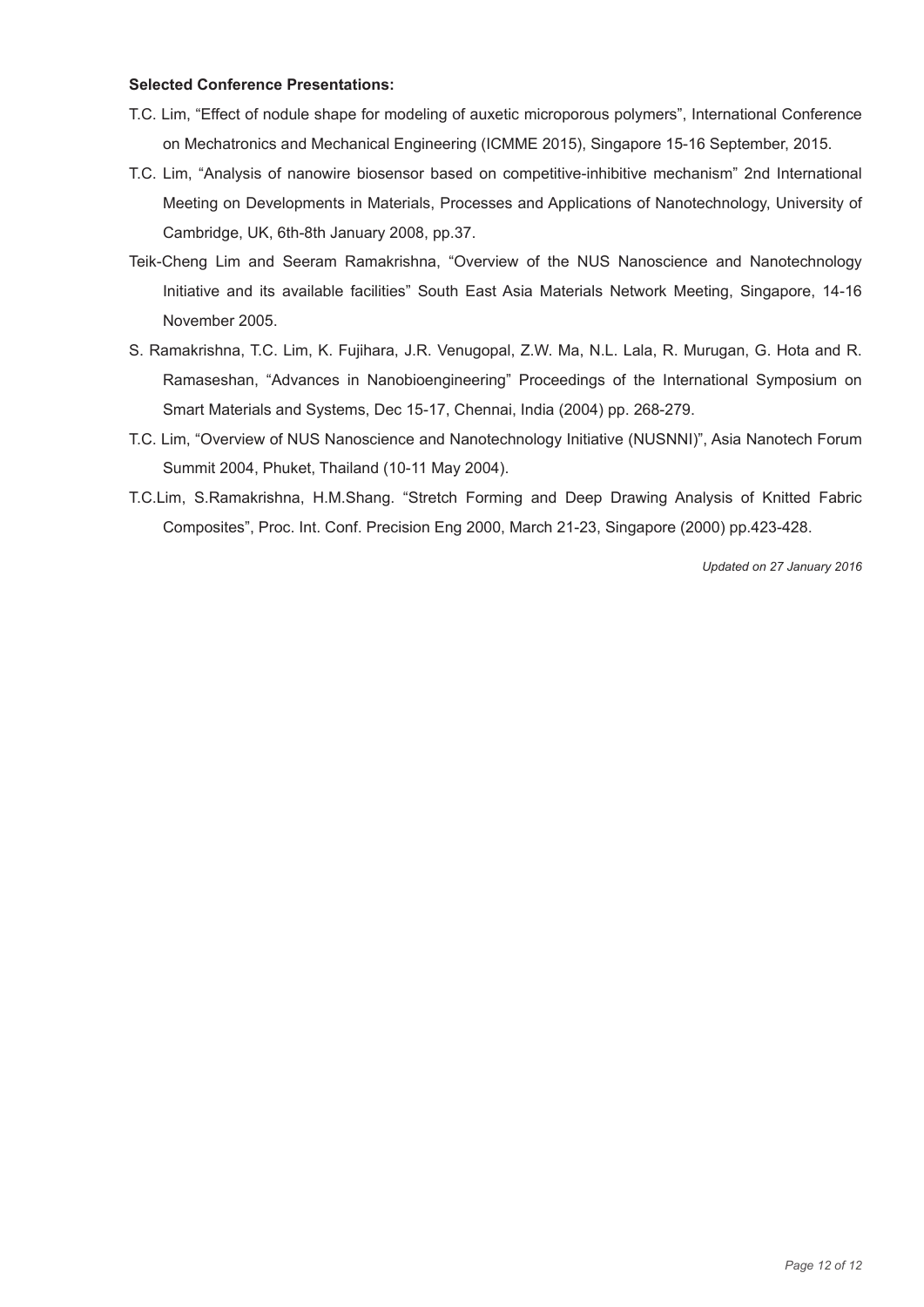**Selected Conference Presentations:**

T.C. Lim, "Effect of nodule shape for modeling of auxetic microporous polymers", International Conference on Mechatronics and Mechanical Engineering (ICMME 2015), Singapore 15-16 September, 2015.

T.C. Lim, "Analysis of nanowire biosensor based on competitive-inhibitive mechanism" 2nd International Meeting on Developments in Materials, Processes and Applications of Nanotechnology, University of Cambridge, UK, 6th-8th January 2008, pp.37.

Teik-Cheng Lim and Seeram Ramakrishna, "Overview of the NUS Nanoscience and Nanotechnology Initiative and its available facilities" South East Asia Materials Network Meeting, Singapore, 14-16 November 2005.

S. Ramakrishna, T.C. Lim, K. Fujihara, J.R. Venugopal, Z.W. Ma, N.L. Lala, R. Murugan, G. Hota and R. Ramaseshan, "Advances in Nanobioengineering" Proceedings of the International Symposium on Smart Materials and Systems, Dec 15-17, Chennai, India (2004) pp. 268-279.

T.C. Lim, "Overview of NUS Nanoscience and Nanotechnology Initiative (NUSNNI)", Asia Nanotech Forum Summit 2004, Phuket, Thailand (10-11 May 2004).

T.C.Lim, S.Ramakrishna, H.M.Shang. "Stretch Forming and Deep Drawing Analysis of Knitted Fabric Composites", Proc. Int. Conf. Precision Eng 2000, March 21-23, Singapore (2000) pp.423-428.

*Updated on 27 January 2016*